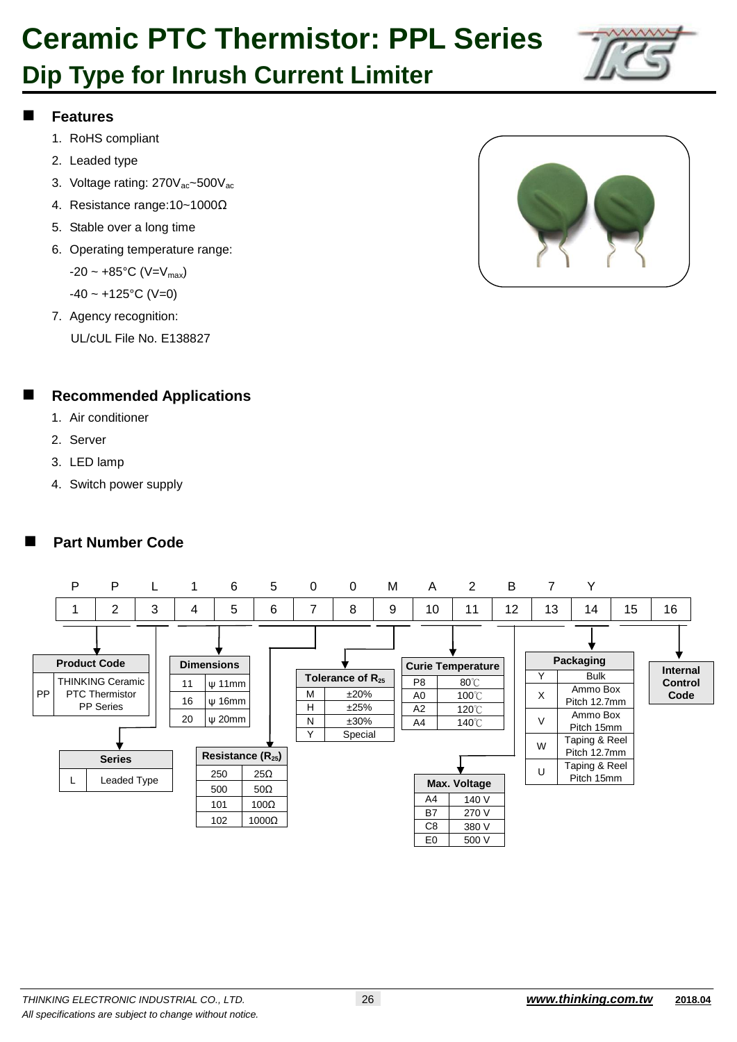# Ceramic PTC Thermistor: PPL Series

## Dip Type for Inrush Current Limiter

### Features

1. RoHS compliant
2. Leaded type
3. Voltage rating: $270V_{ac}$~$500V_{ac}$
4. Resistance range:10~1000Ω
5. Stable over a long time
6. Operating temperature range:

   -20 ~ +85°C ($V=V_{max}$)

   -40 ~ +125°C (V=0)
7. Agency recognition:

   UL/cUL File No. E138827

### Recommended Applications

1. Air conditioner
2. Server
3. LED lamp
4. Switch power supply

### Part Number Code

| P | P | L | 1 | 6 | 5 | 0 | 0 | M | A | 2 | B | 7 | Y | | |
|---|---|---|---|---|---|---|---|---|---|---|---|---|---|---|---|
| 1 | 2 | 3 | 4 | 5 | 6 | 7 | 8 | 9 | 10 | 11 | 12 | 13 | 14 | 15 | 16 |

**Product Code** (digits 1–2)

| Code | Description |
|---|---|
| PP | THINKING Ceramic PTC Thermistor PP Series |

**Series** (digit 3)

| Code | Description |
|---|---|
| L | Leaded Type |

**Dimensions** (digits 4–5)

| Code | Dimension |
|---|---|
| 11 | ψ 11mm |
| 16 | ψ 16mm |
| 20 | ψ 20mm |

**Resistance ($R_{25}$)** (digits 6–8)

| Code | Resistance |
|---|---|
| 250 | 25Ω |
| 500 | 50Ω |
| 101 | 100Ω |
| 102 | 1000Ω |

**Tolerance of $R_{25}$** (digit 9)

| Code | Tolerance |
|---|---|
| M | ±20% |
| H | ±25% |
| N | ±30% |
| Y | Special |

**Curie Temperature** (digits 10–11)

| Code | Temperature |
|---|---|
| P8 | 80℃ |
| A0 | 100℃ |
| A2 | 120℃ |
| A4 | 140℃ |

**Max. Voltage** (digits 12–13)

| Code | Voltage |
|---|---|
| A4 | 140 V |
| B7 | 270 V |
| C8 | 380 V |
| E0 | 500 V |

**Packaging** (digit 14)

| Code | Packaging |
|---|---|
| Y | Bulk |
| X | Ammo Box Pitch 12.7mm |
| V | Ammo Box Pitch 15mm |
| W | Taping & Reel Pitch 12.7mm |
| U | Taping & Reel Pitch 15mm |

**Internal Control Code** (digits 15–16)

THINKING ELECTRONIC INDUSTRIAL CO., LTD.

*All specifications are subject to change without notice.*

www.thinking.com.tw 2018.04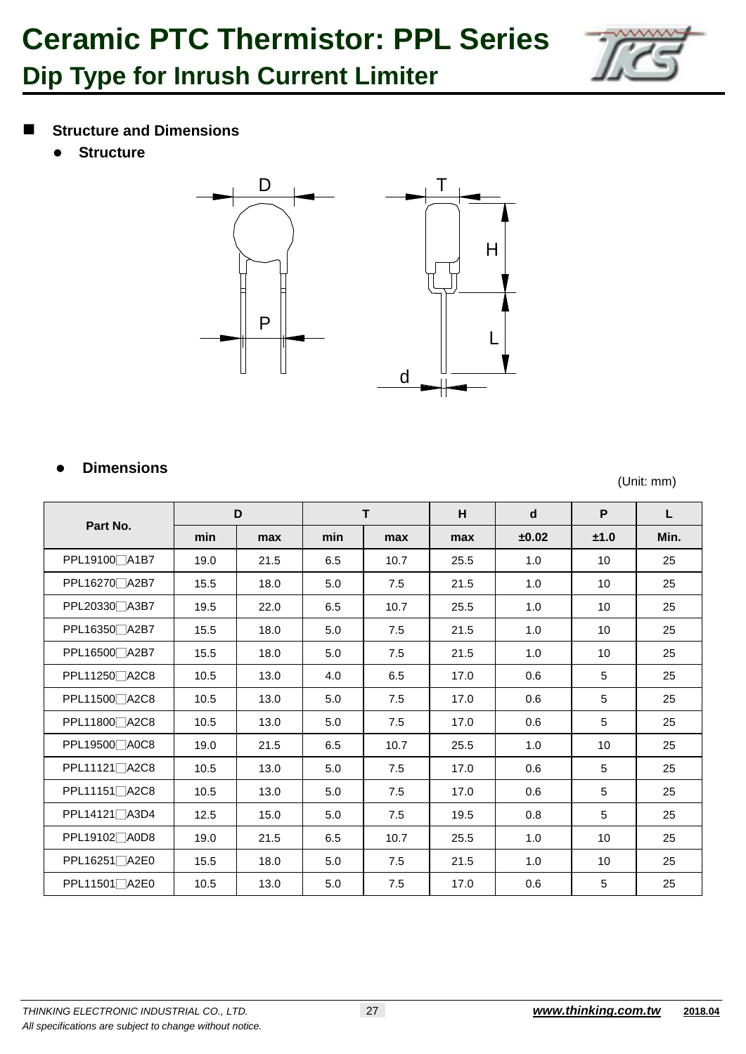# Ceramic PTC Thermistor: PPL Series

## Dip Type for Inrush Current Limiter

### Structure and Dimensions

- **Structure**

- **Dimensions**

(Unit: mm)

| Part No. | D | | T | | H | d | P | L |
|---|---|---|---|---|---|---|---|---|
| | min | max | min | max | max | ±0.02 | ±1.0 | Min. |
| PPL19100□A1B7 | 19.0 | 21.5 | 6.5 | 10.7 | 25.5 | 1.0 | 10 | 25 |
| PPL16270□A2B7 | 15.5 | 18.0 | 5.0 | 7.5 | 21.5 | 1.0 | 10 | 25 |
| PPL20330□A3B7 | 19.5 | 22.0 | 6.5 | 10.7 | 25.5 | 1.0 | 10 | 25 |
| PPL16350□A2B7 | 15.5 | 18.0 | 5.0 | 7.5 | 21.5 | 1.0 | 10 | 25 |
| PPL16500□A2B7 | 15.5 | 18.0 | 5.0 | 7.5 | 21.5 | 1.0 | 10 | 25 |
| PPL11250□A2C8 | 10.5 | 13.0 | 4.0 | 6.5 | 17.0 | 0.6 | 5 | 25 |
| PPL11500□A2C8 | 10.5 | 13.0 | 5.0 | 7.5 | 17.0 | 0.6 | 5 | 25 |
| PPL11800□A2C8 | 10.5 | 13.0 | 5.0 | 7.5 | 17.0 | 0.6 | 5 | 25 |
| PPL19500□A0C8 | 19.0 | 21.5 | 6.5 | 10.7 | 25.5 | 1.0 | 10 | 25 |
| PPL11121□A2C8 | 10.5 | 13.0 | 5.0 | 7.5 | 17.0 | 0.6 | 5 | 25 |
| PPL11151□A2C8 | 10.5 | 13.0 | 5.0 | 7.5 | 17.0 | 0.6 | 5 | 25 |
| PPL14121□A3D4 | 12.5 | 15.0 | 5.0 | 7.5 | 19.5 | 0.8 | 5 | 25 |
| PPL19102□A0D8 | 19.0 | 21.5 | 6.5 | 10.7 | 25.5 | 1.0 | 10 | 25 |
| PPL16251□A2E0 | 15.5 | 18.0 | 5.0 | 7.5 | 21.5 | 1.0 | 10 | 25 |
| PPL11501□A2E0 | 10.5 | 13.0 | 5.0 | 7.5 | 17.0 | 0.6 | 5 | 25 |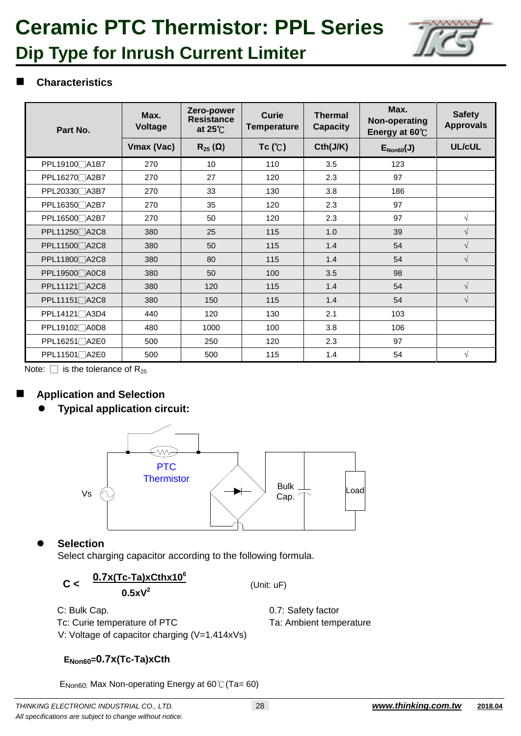# Ceramic PTC Thermistor: PPL Series

## Dip Type for Inrush Current Limiter

### Characteristics

| Part No. | Max. Voltage | Zero-power Resistance at 25℃ | Curie Temperature | Thermal Capacity | Max. Non-operating Energy at 60℃ | Safety Approvals |
|---|---|---|---|---|---|---|
| | Vmax (Vac) | $R_{25}$ (Ω) | Tc (℃) | Cth(J/K) | $E_{Non60}$(J) | UL/cUL |
| PPL19100□A1B7 | 270 | 10 | 110 | 3.5 | 123 | |
| PPL16270□A2B7 | 270 | 27 | 120 | 2.3 | 97 | |
| PPL20330□A3B7 | 270 | 33 | 130 | 3.8 | 186 | |
| PPL16350□A2B7 | 270 | 35 | 120 | 2.3 | 97 | |
| PPL16500□A2B7 | 270 | 50 | 120 | 2.3 | 97 | √ |
| PPL11250□A2C8 | 380 | 25 | 115 | 1.0 | 39 | √ |
| PPL11500□A2C8 | 380 | 50 | 115 | 1.4 | 54 | √ |
| PPL11800□A2C8 | 380 | 80 | 115 | 1.4 | 54 | √ |
| PPL19500□A0C8 | 380 | 50 | 100 | 3.5 | 98 | |
| PPL11121□A2C8 | 380 | 120 | 115 | 1.4 | 54 | √ |
| PPL11151□A2C8 | 380 | 150 | 115 | 1.4 | 54 | √ |
| PPL14121□A3D4 | 440 | 120 | 130 | 2.1 | 103 | |
| PPL19102□A0D8 | 480 | 1000 | 100 | 3.8 | 106 | |
| PPL16251□A2E0 | 500 | 250 | 120 | 2.3 | 97 | |
| PPL11501□A2E0 | 500 | 500 | 115 | 1.4 | 54 | √ |

Note: □ is the tolerance of $R_{25}$

### Application and Selection

- **Typical application circuit:**

PTC Thermistor

Vs

Bulk Cap.

Load

- **Selection**

Select charging capacitor according to the following formula.

$$C < \frac{0.7x(Tc-Ta)xCthx10^6}{0.5xV^2} \quad \text{(Unit: uF)}$$

C: Bulk Cap.

Tc: Curie temperature of PTC

V: Voltage of capacitor charging (V=1.414xVs)

0.7: Safety factor

Ta: Ambient temperature

$$E_{Non60}=0.7x(Tc-Ta)xCth$$

$E_{Non60}$: Max Non-operating Energy at 60℃ (Ta= 60)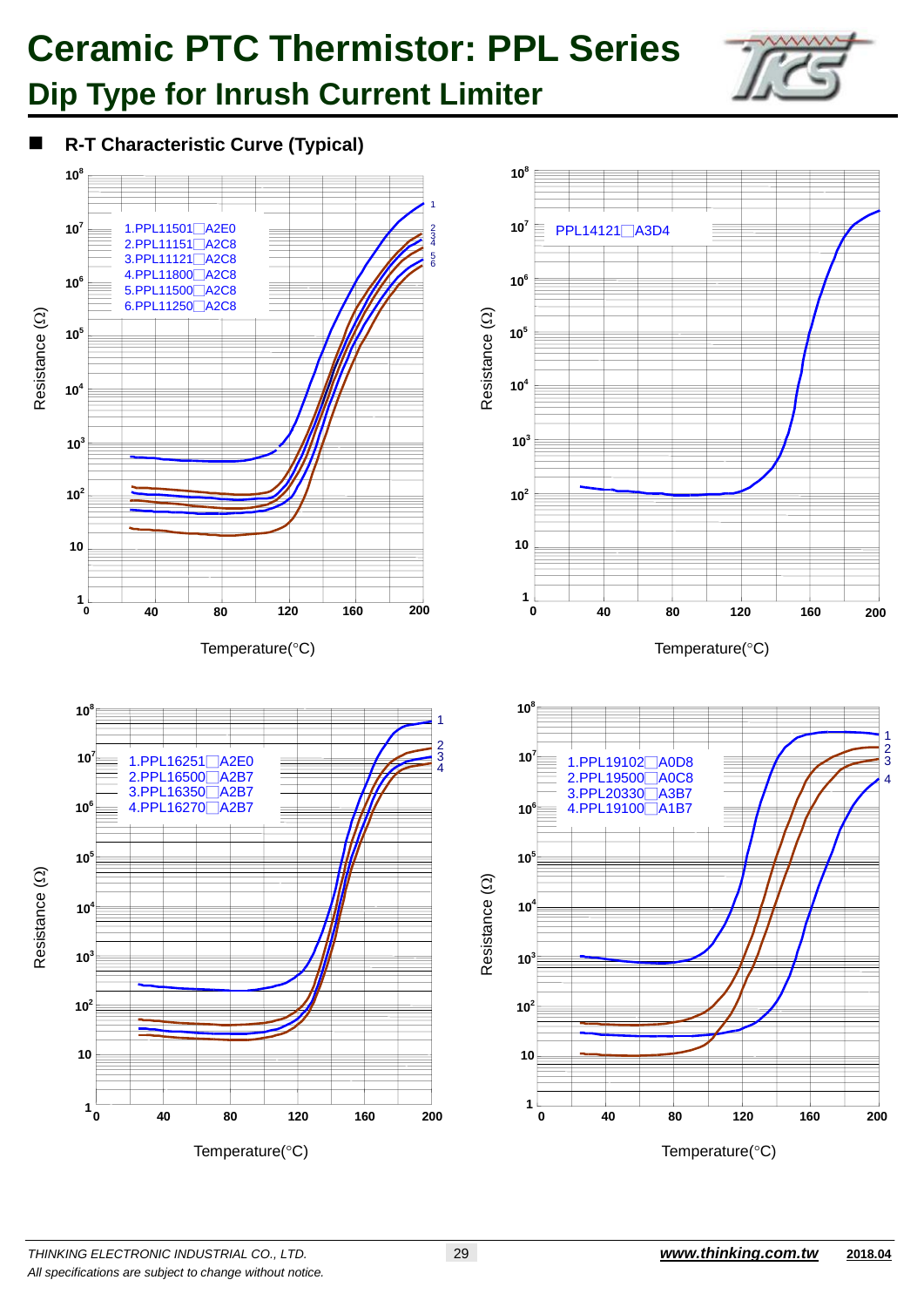# Ceramic PTC Thermistor: PPL Series

## Dip Type for Inrush Current Limiter

### R-T Characteristic Curve (Typical)

1.PPL11501□A2E0
2.PPL11151□A2C8
3.PPL11121□A2C8
4.PPL11800□A2C8
5.PPL11500□A2C8
6.PPL11250□A2C8

Resistance (Ω) vs. Temperature(°C)

PPL14121□A3D4

Resistance (Ω) vs. Temperature(°C)

1.PPL16251□A2E0
2.PPL16500□A2B7
3.PPL16350□A2B7
4.PPL16270□A2B7

Resistance (Ω) vs. Temperature(°C)

1.PPL19102□A0D8
2.PPL19500□A0C8
3.PPL20330□A3B7
4.PPL19100□A1B7

Resistance (Ω) vs. Temperature(°C)

*THINKING ELECTRONIC INDUSTRIAL CO., LTD.*
*All specifications are subject to change without notice.*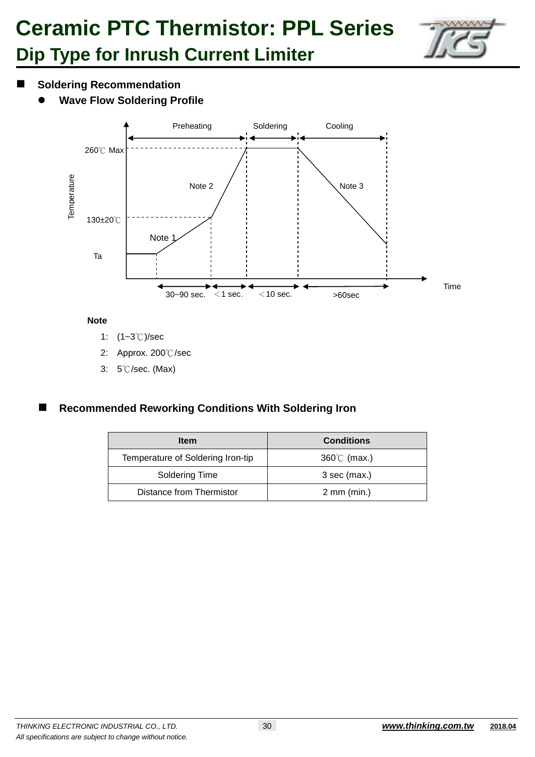# Ceramic PTC Thermistor: PPL Series

## Dip Type for Inrush Current Limiter

### Soldering Recommendation

- **Wave Flow Soldering Profile**

Preheating / Soldering / Cooling

260℃ Max

130±20℃

Ta

Temperature

Note 1 / Note 2 / Note 3

30~90 sec. ＜1 sec. ＜10 sec. >60sec

Time

**Note**

1: (1~3℃)/sec

2: Approx. 200℃/sec

3: 5℃/sec. (Max)

### Recommended Reworking Conditions With Soldering Iron

| Item | Conditions |
|---|---|
| Temperature of Soldering Iron-tip | 360℃ (max.) |
| Soldering Time | 3 sec (max.) |
| Distance from Thermistor | 2 mm (min.) |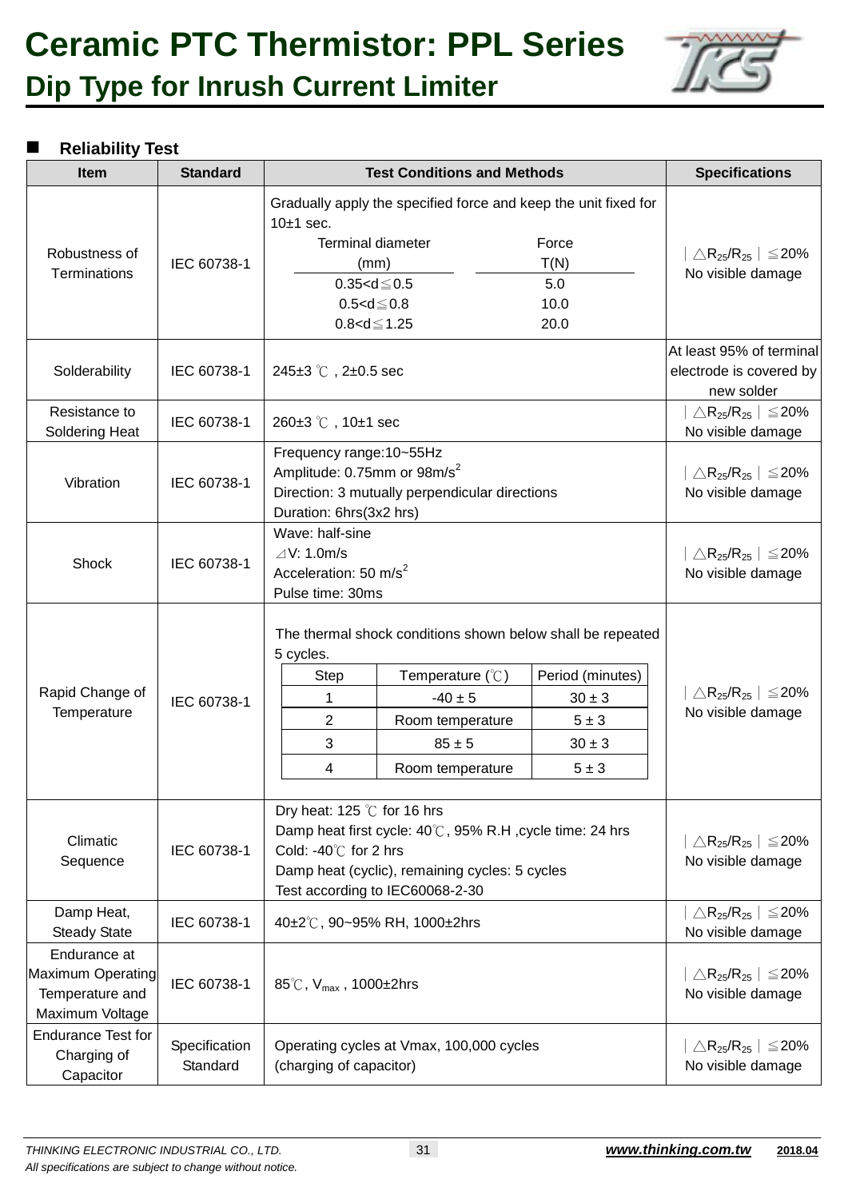# Ceramic PTC Thermistor: PPL Series

## Dip Type for Inrush Current Limiter

### Reliability Test

| Item | Standard | Test Conditions and Methods | Specifications |
|---|---|---|---|
| Robustness of Terminations | IEC 60738-1 | Gradually apply the specified force and keep the unit fixed for 10±1 sec.<br>Terminal diameter (mm) / Force T(N):<br>0.35<d≦0.5 : 5.0<br>0.5<d≦0.8 : 10.0<br>0.8<d≦1.25 : 20.0 | $\mid \triangle R_{25}/R_{25} \mid \leq 20\%$<br>No visible damage |
| Solderability | IEC 60738-1 | 245±3 ℃ , 2±0.5 sec | At least 95% of terminal electrode is covered by new solder |
| Resistance to Soldering Heat | IEC 60738-1 | 260±3 ℃ , 10±1 sec | $\mid \triangle R_{25}/R_{25} \mid \leq 20\%$<br>No visible damage |
| Vibration | IEC 60738-1 | Frequency range:10~55Hz<br>Amplitude: 0.75mm or 98m/s$^2$<br>Direction: 3 mutually perpendicular directions<br>Duration: 6hrs(3x2 hrs) | $\mid \triangle R_{25}/R_{25} \mid \leq 20\%$<br>No visible damage |
| Shock | IEC 60738-1 | Wave: half-sine<br>⊿V: 1.0m/s<br>Acceleration: 50 m/s$^2$<br>Pulse time: 30ms | $\mid \triangle R_{25}/R_{25} \mid \leq 20\%$<br>No visible damage |
| Rapid Change of Temperature | IEC 60738-1 | The thermal shock conditions shown below shall be repeated 5 cycles.<br>Step / Temperature (℃) / Period (minutes):<br>1 : -40 ± 5 : 30 ± 3<br>2 : Room temperature : 5 ± 3<br>3 : 85 ± 5 : 30 ± 3<br>4 : Room temperature : 5 ± 3 | $\mid \triangle R_{25}/R_{25} \mid \leq 20\%$<br>No visible damage |
| Climatic Sequence | IEC 60738-1 | Dry heat: 125 ℃ for 16 hrs<br>Damp heat first cycle: 40℃, 95% R.H ,cycle time: 24 hrs<br>Cold: -40℃ for 2 hrs<br>Damp heat (cyclic), remaining cycles: 5 cycles<br>Test according to IEC60068-2-30 | $\mid \triangle R_{25}/R_{25} \mid \leq 20\%$<br>No visible damage |
| Damp Heat, Steady State | IEC 60738-1 | 40±2℃, 90~95% RH, 1000±2hrs | $\mid \triangle R_{25}/R_{25} \mid \leq 20\%$<br>No visible damage |
| Endurance at Maximum Operating Temperature and Maximum Voltage | IEC 60738-1 | 85℃, $V_{max}$ , 1000±2hrs | $\mid \triangle R_{25}/R_{25} \mid \leq 20\%$<br>No visible damage |
| Endurance Test for Charging of Capacitor | Specification Standard | Operating cycles at Vmax, 100,000 cycles (charging of capacitor) | $\mid \triangle R_{25}/R_{25} \mid \leq 20\%$<br>No visible damage |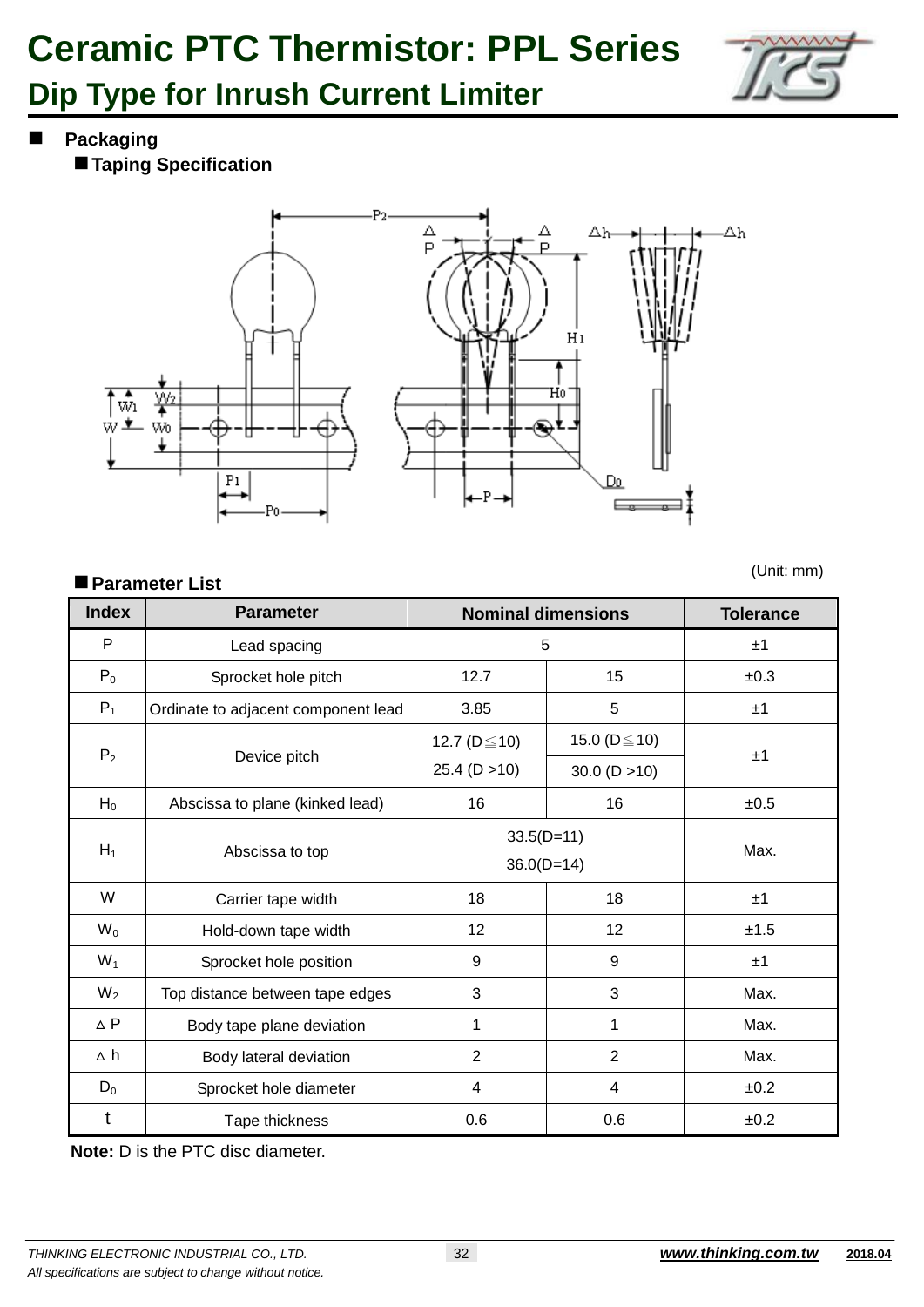# Ceramic PTC Thermistor: PPL Series

## Dip Type for Inrush Current Limiter

- **Packaging**

  - **Taping Specification**

**Parameter List**

(Unit: mm)

| Index | Parameter | Nominal dimensions | | Tolerance |
|---|---|---|---|---|
| P | Lead spacing | 5 | | ±1 |
| $P_0$ | Sprocket hole pitch | 12.7 | 15 | ±0.3 |
| $P_1$ | Ordinate to adjacent component lead | 3.85 | 5 | ±1 |
| $P_2$ | Device pitch | 12.7 (D≦10)<br>25.4 (D >10) | 15.0 (D≦10)<br>30.0 (D >10) | ±1 |
| $H_0$ | Abscissa to plane (kinked lead) | 16 | 16 | ±0.5 |
| $H_1$ | Abscissa to top | 33.5(D=11)<br>36.0(D=14) | | Max. |
| W | Carrier tape width | 18 | 18 | ±1 |
| $W_0$ | Hold-down tape width | 12 | 12 | ±1.5 |
| $W_1$ | Sprocket hole position | 9 | 9 | ±1 |
| $W_2$ | Top distance between tape edges | 3 | 3 | Max. |
| △P | Body tape plane deviation | 1 | 1 | Max. |
| △h | Body lateral deviation | 2 | 2 | Max. |
| $D_0$ | Sprocket hole diameter | 4 | 4 | ±0.2 |
| t | Tape thickness | 0.6 | 0.6 | ±0.2 |

**Note:** D is the PTC disc diameter.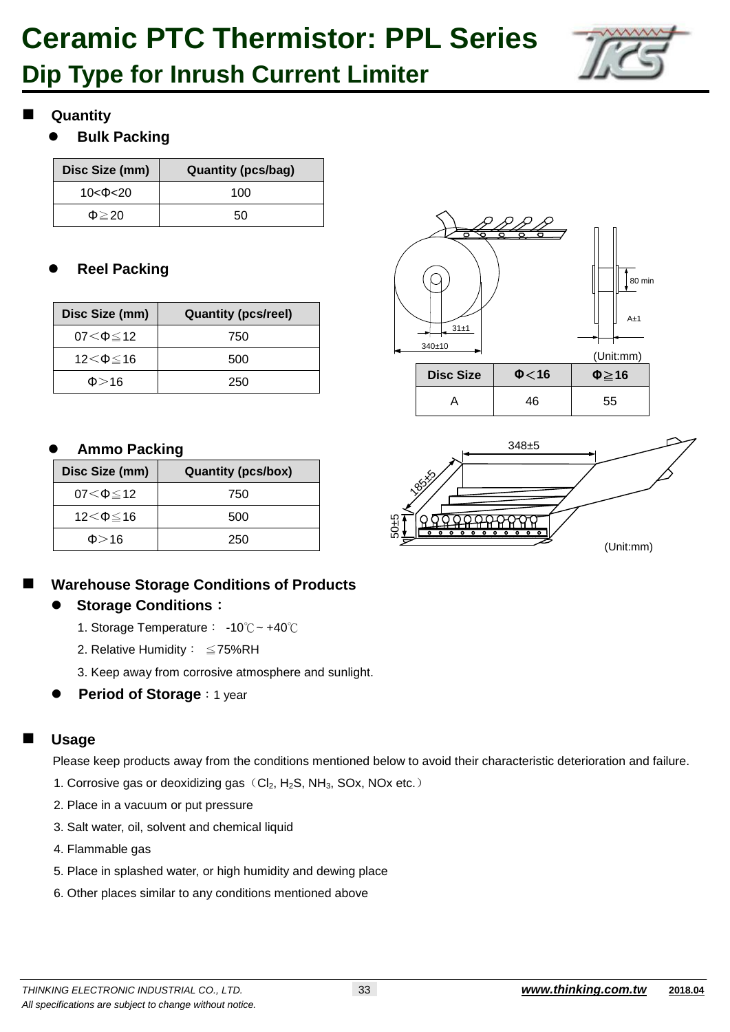# Ceramic PTC Thermistor: PPL Series

## Dip Type for Inrush Current Limiter

## Quantity

### Bulk Packing

| Disc Size (mm) | Quantity (pcs/bag) |
|---|---|
| 10<Φ<20 | 100 |
| Φ≧20 | 50 |

### Reel Packing

| Disc Size (mm) | Quantity (pcs/reel) |
|---|---|
| 07＜Φ≦12 | 750 |
| 12＜Φ≦16 | 500 |
| Φ＞16 | 250 |

80 min

A±1

31±1

340±10

(Unit:mm)

| Disc Size | Φ＜16 | Φ≧16 |
|---|---|---|
| A | 46 | 55 |

### Ammo Packing

| Disc Size (mm) | Quantity (pcs/box) |
|---|---|
| 07＜Φ≦12 | 750 |
| 12＜Φ≦16 | 500 |
| Φ＞16 | 250 |

348±5

185±5

50±5

(Unit:mm)

## Warehouse Storage Conditions of Products

### Storage Conditions：

1. Storage Temperature： -10℃ ~ +40℃
2. Relative Humidity： ≦75%RH
3. Keep away from corrosive atmosphere and sunlight.

### Period of Storage：1 year

## Usage

Please keep products away from the conditions mentioned below to avoid their characteristic deterioration and failure.

1. Corrosive gas or deoxidizing gas（$Cl_2$, $H_2S$, $NH_3$, SOx, NOx etc.）
2. Place in a vacuum or put pressure
3. Salt water, oil, solvent and chemical liquid
4. Flammable gas
5. Place in splashed water, or high humidity and dewing place
6. Other places similar to any conditions mentioned above